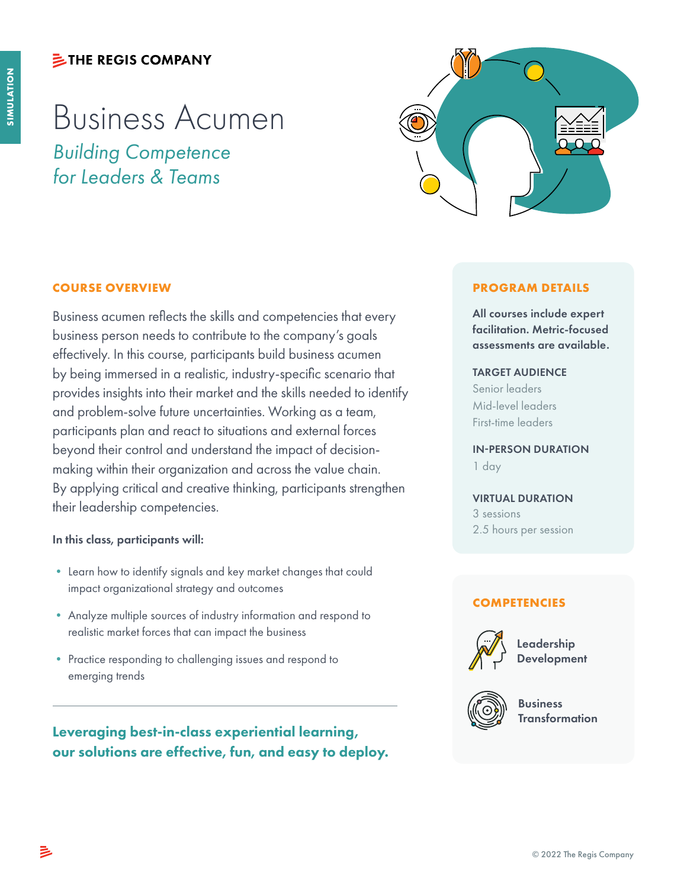SIMULATION

THE REGIS COMPANY

# Business Acumen

*Building Competence for Leaders & Teams*

## COURSE OVERVIEW

Business acumen reflects the skills and competencies that every business person needs to contribute to the company's goals effectively. In this course, participants build business acumen by being immersed in a realistic, industry-specific scenario that provides insights into their market and the skills needed to identify and problem-solve future uncertainties. Working as a team, participants plan and react to situations and external forces beyond their control and understand the impact of decision-making within their organization and across the value chain. By applying critical and creative thinking, participants strengthen their leadership competencies.

**In this class, participants will:**

- Learn how to identify signals and key market changes that could impact organizational strategy and outcomes
- Analyze multiple sources of industry information and respond to realistic market forces that can impact the business
- Practice responding to challenging issues and respond to emerging trends

---

**Leveraging best-in-class experiential learning, our solutions are effective, fun, and easy to deploy.**

## PROGRAM DETAILS

**All courses include expert facilitation. Metric-focused assessments are available.**

**TARGET AUDIENCE**
Senior leaders
Mid-level leaders
First-time leaders

**IN-PERSON DURATION**
1 day

**VIRTUAL DURATION**
3 sessions
2.5 hours per session

## COMPETENCIES

**Leadership Development**

**Business Transformation**

© 2022 The Regis Company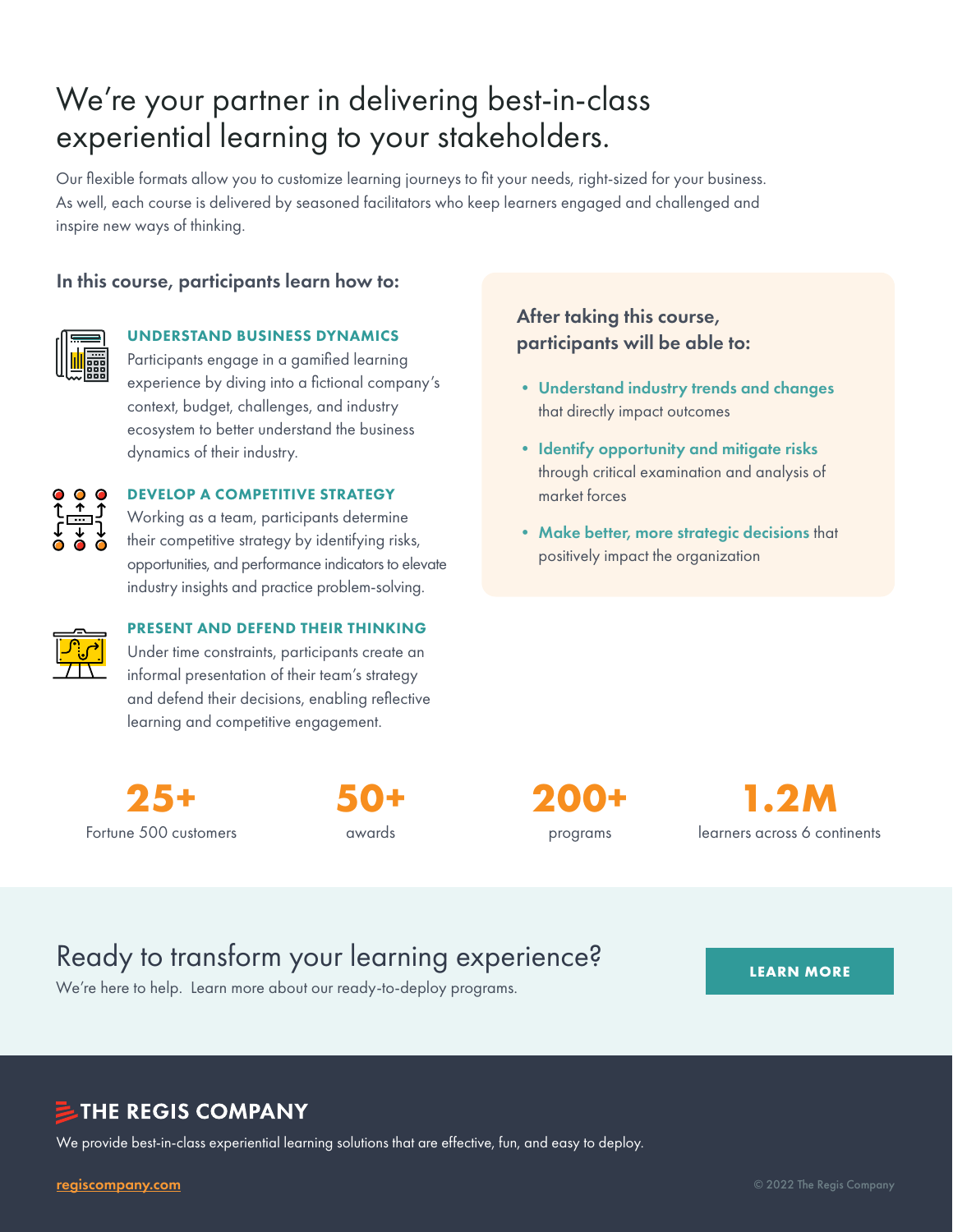# We're your partner in delivering best-in-class experiential learning to your stakeholders.

Our flexible formats allow you to customize learning journeys to fit your needs, right-sized for your business. As well, each course is delivered by seasoned facilitators who keep learners engaged and challenged and inspire new ways of thinking.

## In this course, participants learn how to:

### UNDERSTAND BUSINESS DYNAMICS

Participants engage in a gamified learning experience by diving into a fictional company's context, budget, challenges, and industry ecosystem to better understand the business dynamics of their industry.

### DEVELOP A COMPETITIVE STRATEGY

Working as a team, participants determine their competitive strategy by identifying risks, opportunities, and performance indicators to elevate industry insights and practice problem-solving.

### PRESENT AND DEFEND THEIR THINKING

Under time constraints, participants create an informal presentation of their team's strategy and defend their decisions, enabling reflective learning and competitive engagement.

## After taking this course, participants will be able to:

- **Understand industry trends and changes** that directly impact outcomes
- **Identify opportunity and mitigate risks** through critical examination and analysis of market forces
- **Make better, more strategic decisions** that positively impact the organization

**25+**
Fortune 500 customers

**50+**
awards

**200+**
programs

**1.2M**
learners across 6 continents

## Ready to transform your learning experience?

We're here to help. Learn more about our ready-to-deploy programs.

LEARN MORE

**THE REGIS COMPANY**

We provide best-in-class experiential learning solutions that are effective, fun, and easy to deploy.

regiscompany.com

© 2022 The Regis Company